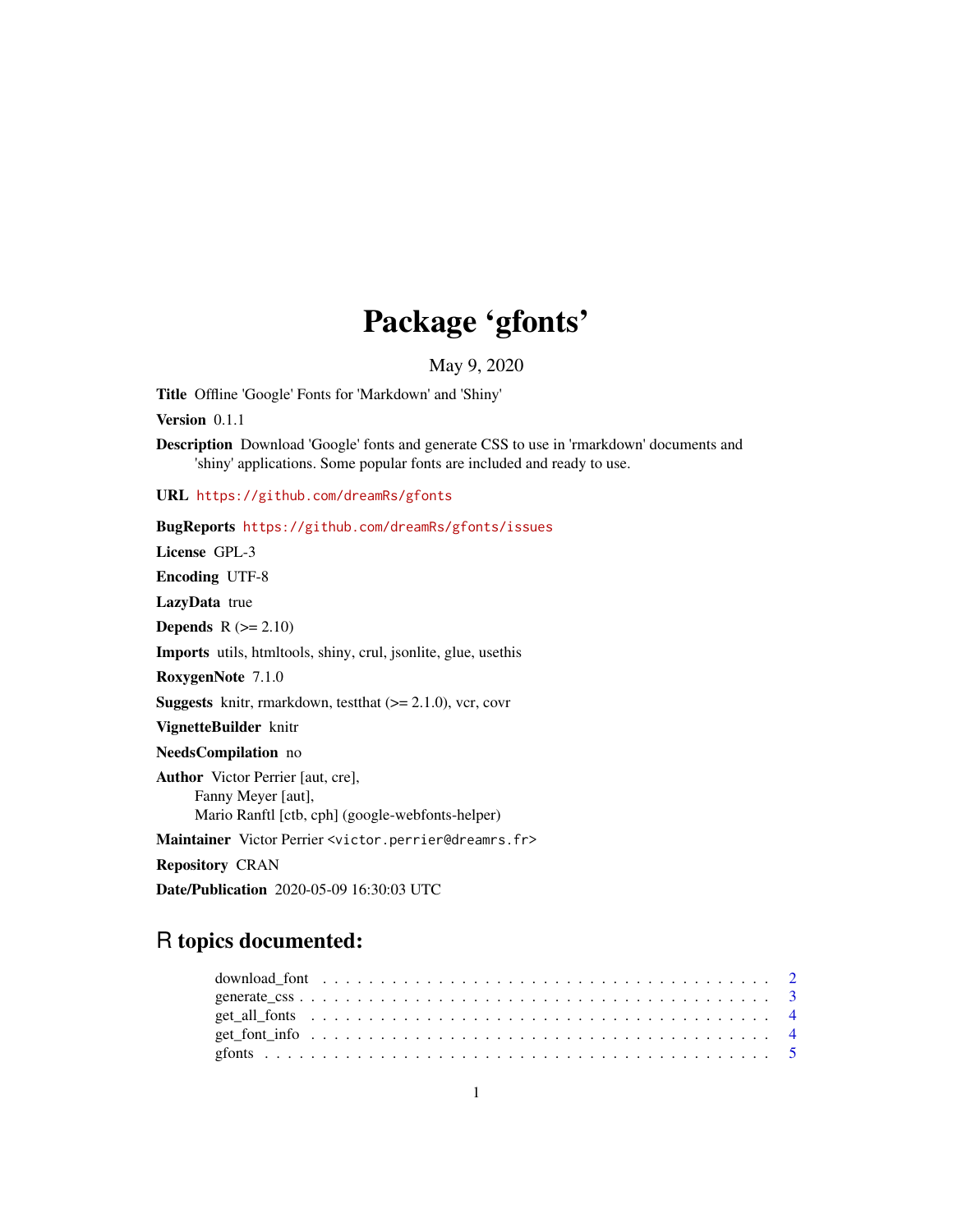# Package 'gfonts'

May 9, 2020

**Title** Offline 'Google' Fonts for 'Markdown' and 'Shiny'

**Version** 0.1.1

**Description** Download 'Google' fonts and generate CSS to use in 'rmarkdown' documents and 'shiny' applications. Some popular fonts are included and ready to use.

**URL** https://github.com/dreamRs/gfonts

**BugReports** https://github.com/dreamRs/gfonts/issues

**License** GPL-3

**Encoding** UTF-8

**LazyData** true

**Depends** R (>= 2.10)

**Imports** utils, htmltools, shiny, crul, jsonlite, glue, usethis

**RoxygenNote** 7.1.0

**Suggests** knitr, rmarkdown, testthat (>= 2.1.0), vcr, covr

**VignetteBuilder** knitr

**NeedsCompilation** no

**Author** Victor Perrier [aut, cre],
Fanny Meyer [aut],
Mario Ranftl [ctb, cph] (google-webfonts-helper)

**Maintainer** Victor Perrier <victor.perrier@dreamrs.fr>

**Repository** CRAN

**Date/Publication** 2020-05-09 16:30:03 UTC

## R topics documented:

- download_font . . . . . . . . . . . . . . . . . . . . . . . . . . . . . . . . . . . . . . 2
- generate_css . . . . . . . . . . . . . . . . . . . . . . . . . . . . . . . . . . . . . . . 3
- get_all_fonts . . . . . . . . . . . . . . . . . . . . . . . . . . . . . . . . . . . . . . 4
- get_font_info . . . . . . . . . . . . . . . . . . . . . . . . . . . . . . . . . . . . . . 4
- gfonts . . . . . . . . . . . . . . . . . . . . . . . . . . . . . . . . . . . . . . . . . . 5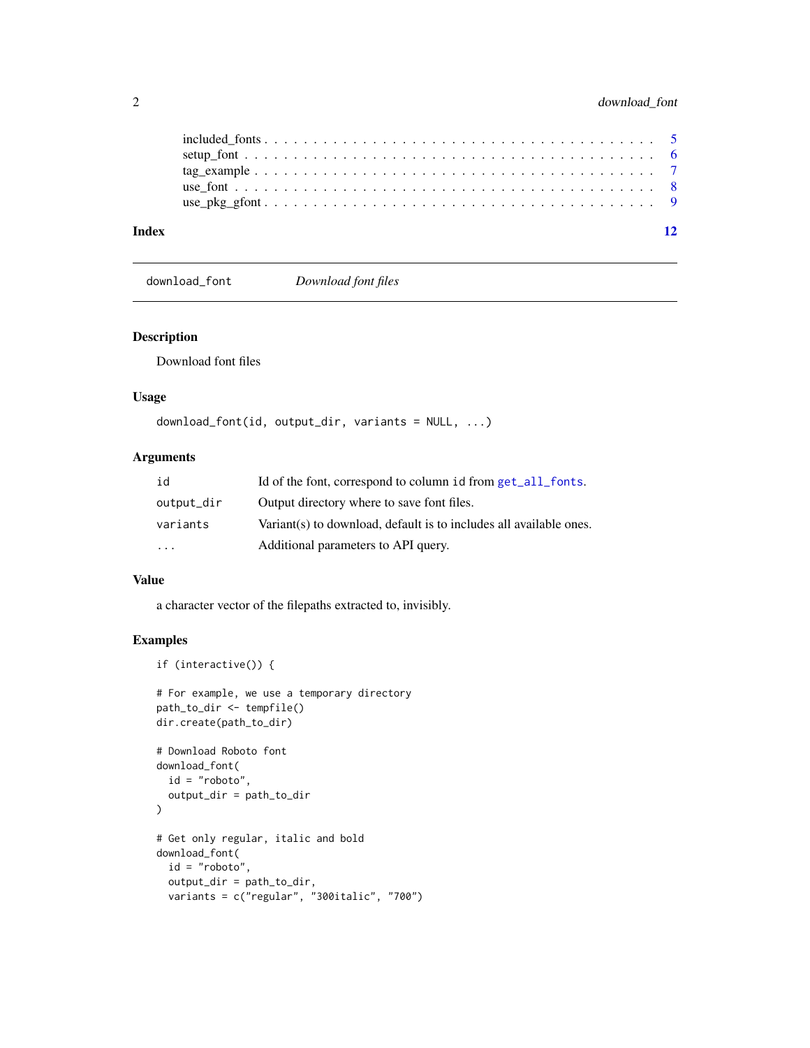included_fonts . . . . . . . . . . . . . . . . . . . . . . . . . . . . . . . . . . . . 5
setup_font . . . . . . . . . . . . . . . . . . . . . . . . . . . . . . . . . . . . . . 6
tag_example . . . . . . . . . . . . . . . . . . . . . . . . . . . . . . . . . . . . . 7
use_font . . . . . . . . . . . . . . . . . . . . . . . . . . . . . . . . . . . . . . . 8
use_pkg_gfont . . . . . . . . . . . . . . . . . . . . . . . . . . . . . . . . . . . . 9

**Index** **12**

---

`download_font` *Download font files*

---

## Description

Download font files

## Usage

```
download_font(id, output_dir, variants = NULL, ...)
```

## Arguments

| | |
|---|---|
| `id` | Id of the font, correspond to column `id` from `get_all_fonts`. |
| `output_dir` | Output directory where to save font files. |
| `variants` | Variant(s) to download, default is to includes all available ones. |
| `...` | Additional parameters to API query. |

## Value

a character vector of the filepaths extracted to, invisibly.

## Examples

```
if (interactive()) {

# For example, we use a temporary directory
path_to_dir <- tempfile()
dir.create(path_to_dir)

# Download Roboto font
download_font(
  id = "roboto",
  output_dir = path_to_dir
)

# Get only regular, italic and bold
download_font(
  id = "roboto",
  output_dir = path_to_dir,
  variants = c("regular", "300italic", "700")
```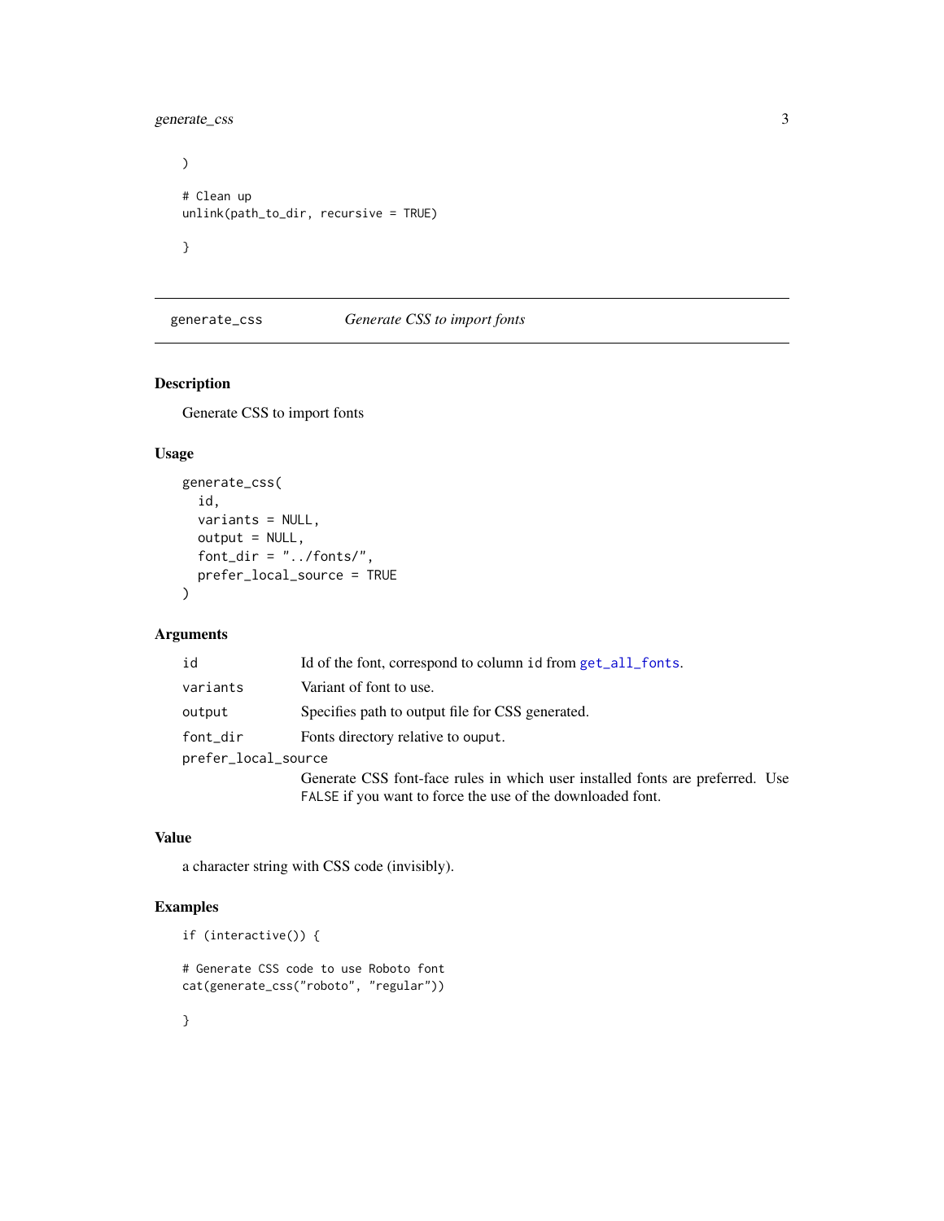```
)

# Clean up
unlink(path_to_dir, recursive = TRUE)

}
```

## generate_css    *Generate CSS to import fonts*

### Description

Generate CSS to import fonts

### Usage

```
generate_css(
  id,
  variants = NULL,
  output = NULL,
  font_dir = "../fonts/",
  prefer_local_source = TRUE
)
```

### Arguments

| | |
|---|---|
| `id` | Id of the font, correspond to column `id` from `get_all_fonts`. |
| `variants` | Variant of font to use. |
| `output` | Specifies path to output file for CSS generated. |
| `font_dir` | Fonts directory relative to `ouput`. |
| `prefer_local_source` | Generate CSS font-face rules in which user installed fonts are preferred. Use `FALSE` if you want to force the use of the downloaded font. |

### Value

a character string with CSS code (invisibly).

### Examples

```
if (interactive()) {

# Generate CSS code to use Roboto font
cat(generate_css("roboto", "regular"))

}
```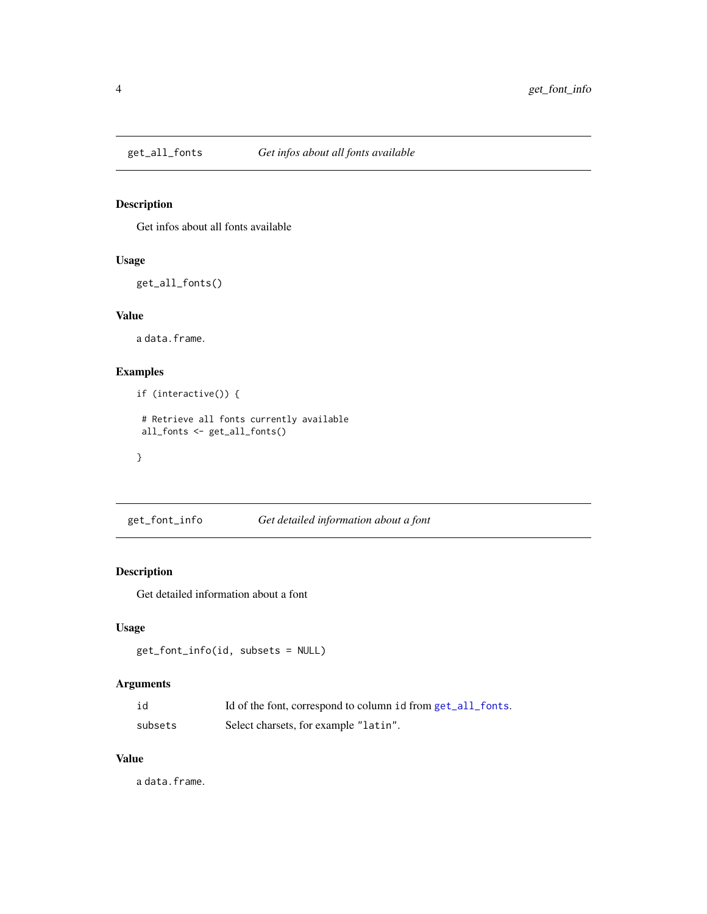## get_all_fonts *Get infos about all fonts available*

### Description

Get infos about all fonts available

### Usage

```
get_all_fonts()
```

### Value

a `data.frame`.

### Examples

```
if (interactive()) {

 # Retrieve all fonts currently available
 all_fonts <- get_all_fonts()

}
```

## get_font_info *Get detailed information about a font*

### Description

Get detailed information about a font

### Usage

```
get_font_info(id, subsets = NULL)
```

### Arguments

| | |
|---|---|
| `id` | Id of the font, correspond to column `id` from `get_all_fonts`. |
| `subsets` | Select charsets, for example `"latin"`. |

### Value

a `data.frame`.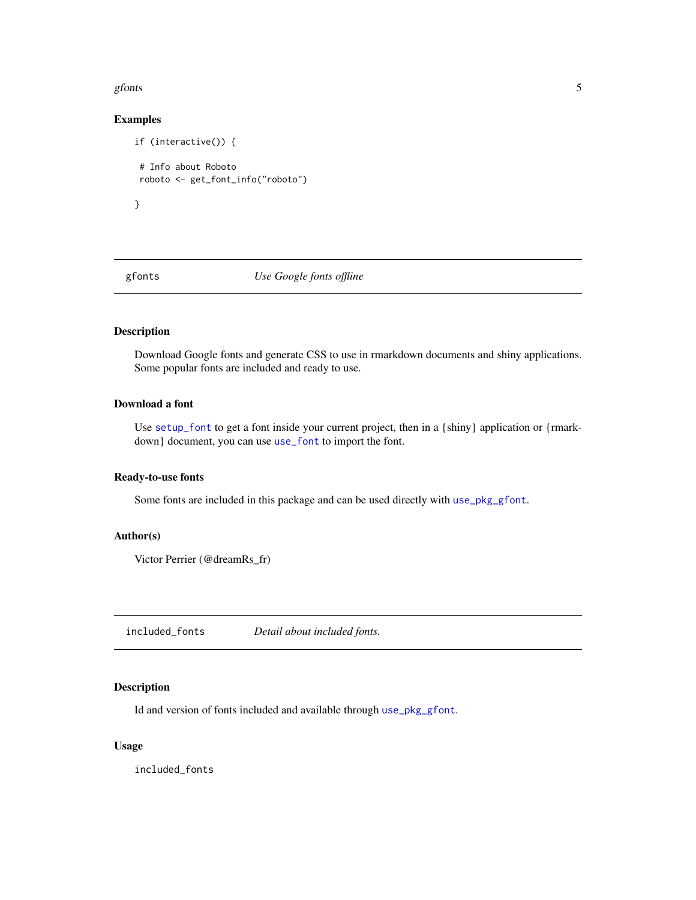### Examples

```
if (interactive()) {

 # Info about Roboto
 roboto <- get_font_info("roboto")

}
```

---

## gfonts — *Use Google fonts offline*

---

### Description

Download Google fonts and generate CSS to use in rmarkdown documents and shiny applications. Some popular fonts are included and ready to use.

### Download a font

Use `setup_font` to get a font inside your current project, then in a {shiny} application or {rmarkdown} document, you can use `use_font` to import the font.

### Ready-to-use fonts

Some fonts are included in this package and can be used directly with `use_pkg_gfont`.

### Author(s)

Victor Perrier (@dreamRs_fr)

---

## included_fonts — *Detail about included fonts.*

---

### Description

Id and version of fonts included and available through `use_pkg_gfont`.

### Usage

```
included_fonts
```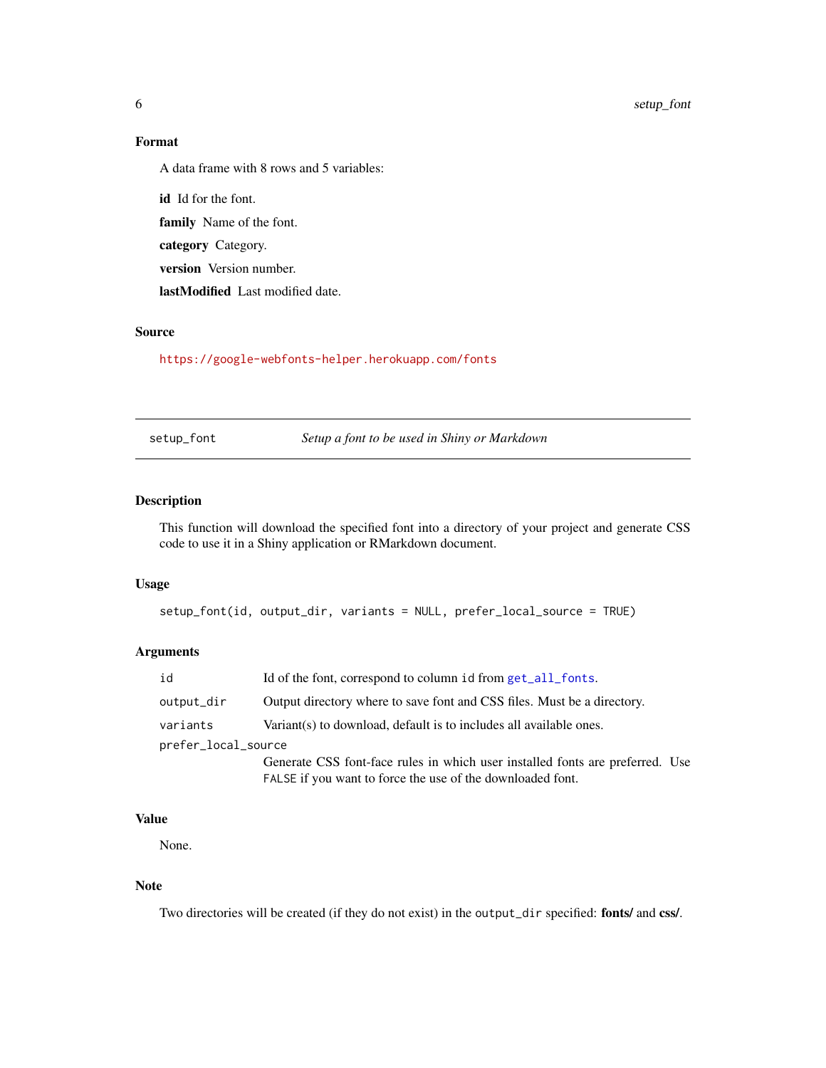## Format

A data frame with 8 rows and 5 variables:

**id** Id for the font.

**family** Name of the font.

**category** Category.

**version** Version number.

**lastModified** Last modified date.

## Source

https://google-webfonts-helper.herokuapp.com/fonts

---

# setup_font — *Setup a font to be used in Shiny or Markdown*

---

## Description

This function will download the specified font into a directory of your project and generate CSS code to use it in a Shiny application or RMarkdown document.

## Usage

```
setup_font(id, output_dir, variants = NULL, prefer_local_source = TRUE)
```

## Arguments

| | |
|---|---|
| `id` | Id of the font, correspond to column `id` from `get_all_fonts`. |
| `output_dir` | Output directory where to save font and CSS files. Must be a directory. |
| `variants` | Variant(s) to download, default is to includes all available ones. |
| `prefer_local_source` | Generate CSS font-face rules in which user installed fonts are preferred. Use `FALSE` if you want to force the use of the downloaded font. |

## Value

None.

## Note

Two directories will be created (if they do not exist) in the `output_dir` specified: **fonts/** and **css/**.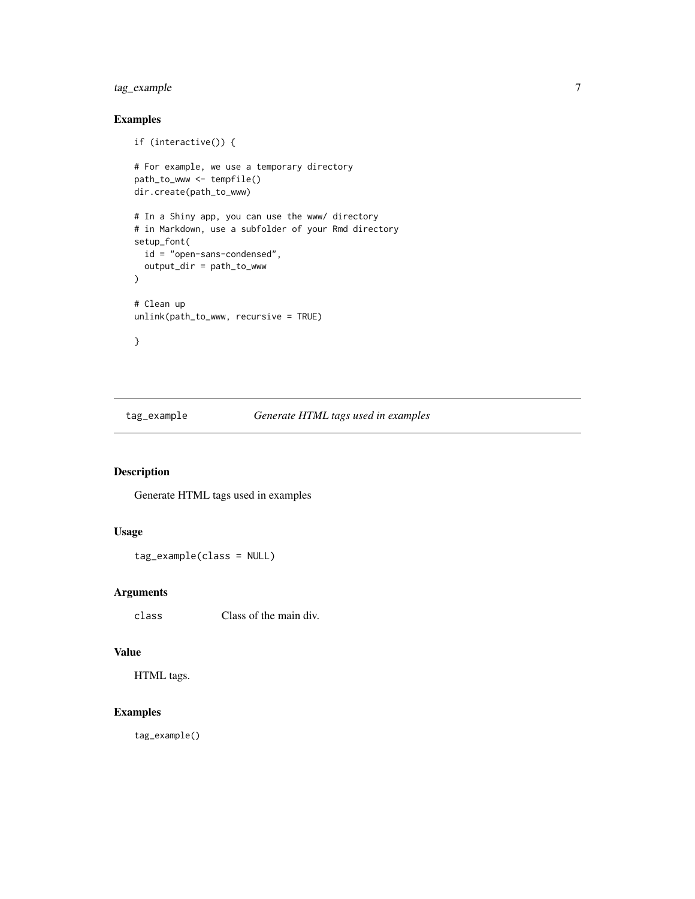## Examples

```
if (interactive()) {

# For example, we use a temporary directory
path_to_www <- tempfile()
dir.create(path_to_www)

# In a Shiny app, you can use the www/ directory
# in Markdown, use a subfolder of your Rmd directory
setup_font(
  id = "open-sans-condensed",
  output_dir = path_to_www
)

# Clean up
unlink(path_to_www, recursive = TRUE)

}
```

---

# tag_example — *Generate HTML tags used in examples*

---

## Description

Generate HTML tags used in examples

## Usage

```
tag_example(class = NULL)
```

## Arguments

| | |
|---|---|
| class | Class of the main div. |

## Value

HTML tags.

## Examples

```
tag_example()
```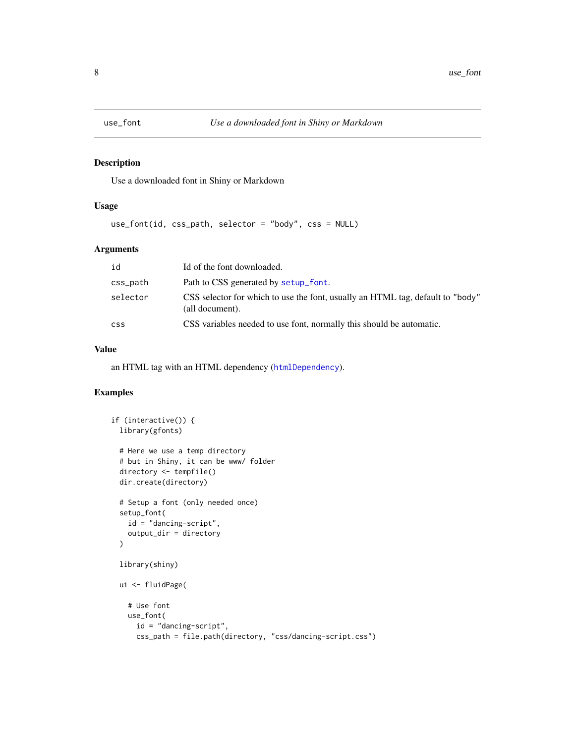## use_font — *Use a downloaded font in Shiny or Markdown*

### Description

Use a downloaded font in Shiny or Markdown

### Usage

```
use_font(id, css_path, selector = "body", css = NULL)
```

### Arguments

| | |
|---|---|
| `id` | Id of the font downloaded. |
| `css_path` | Path to CSS generated by `setup_font`. |
| `selector` | CSS selector for which to use the font, usually an HTML tag, default to "body" (all document). |
| `css` | CSS variables needed to use font, normally this should be automatic. |

### Value

an HTML tag with an HTML dependency (`htmlDependency`).

### Examples

```
if (interactive()) {
  library(gfonts)

  # Here we use a temp directory
  # but in Shiny, it can be www/ folder
  directory <- tempfile()
  dir.create(directory)

  # Setup a font (only needed once)
  setup_font(
    id = "dancing-script",
    output_dir = directory
  )

  library(shiny)

  ui <- fluidPage(

    # Use font
    use_font(
      id = "dancing-script",
      css_path = file.path(directory, "css/dancing-script.css")
```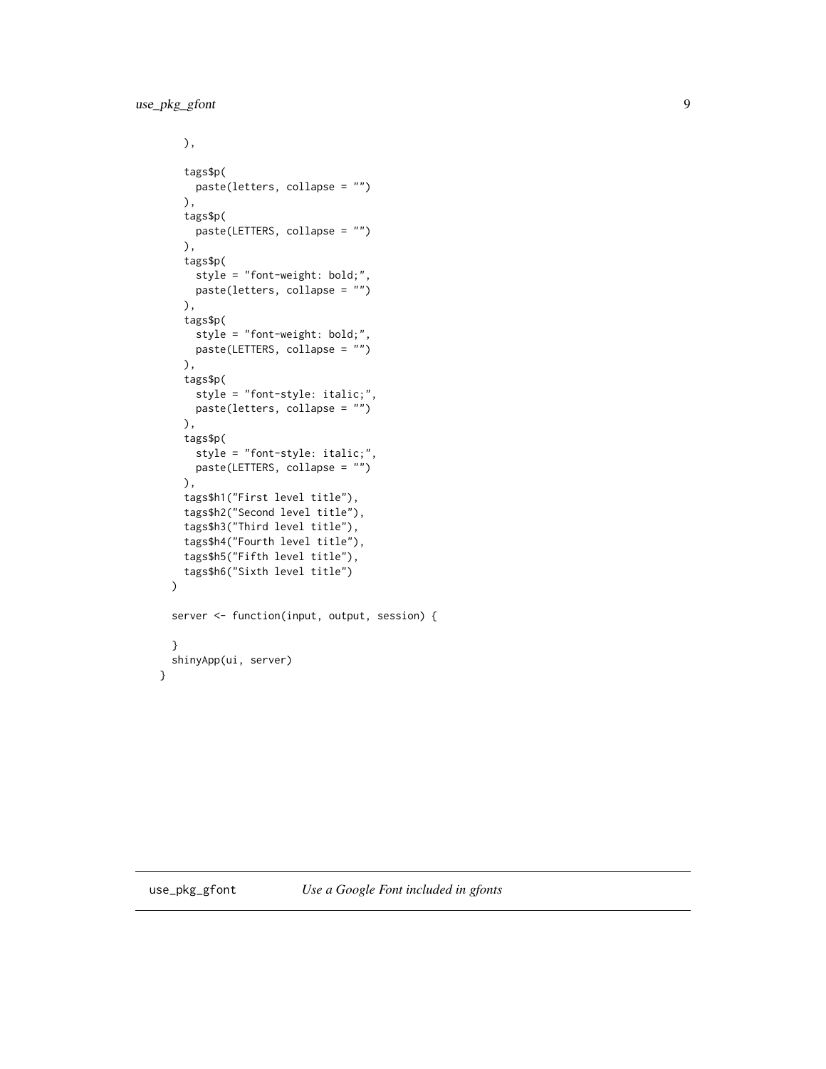```
    ),

    tags$p(
      paste(letters, collapse = "")
    ),
    tags$p(
      paste(LETTERS, collapse = "")
    ),
    tags$p(
      style = "font-weight: bold;",
      paste(letters, collapse = "")
    ),
    tags$p(
      style = "font-weight: bold;",
      paste(LETTERS, collapse = "")
    ),
    tags$p(
      style = "font-style: italic;",
      paste(letters, collapse = "")
    ),
    tags$p(
      style = "font-style: italic;",
      paste(LETTERS, collapse = "")
    ),
    tags$h1("First level title"),
    tags$h2("Second level title"),
    tags$h3("Third level title"),
    tags$h4("Fourth level title"),
    tags$h5("Fifth level title"),
    tags$h6("Sixth level title")
  )

  server <- function(input, output, session) {

  }
  shinyApp(ui, server)
}
```

---

`use_pkg_gfont` *Use a Google Font included in gfonts*

---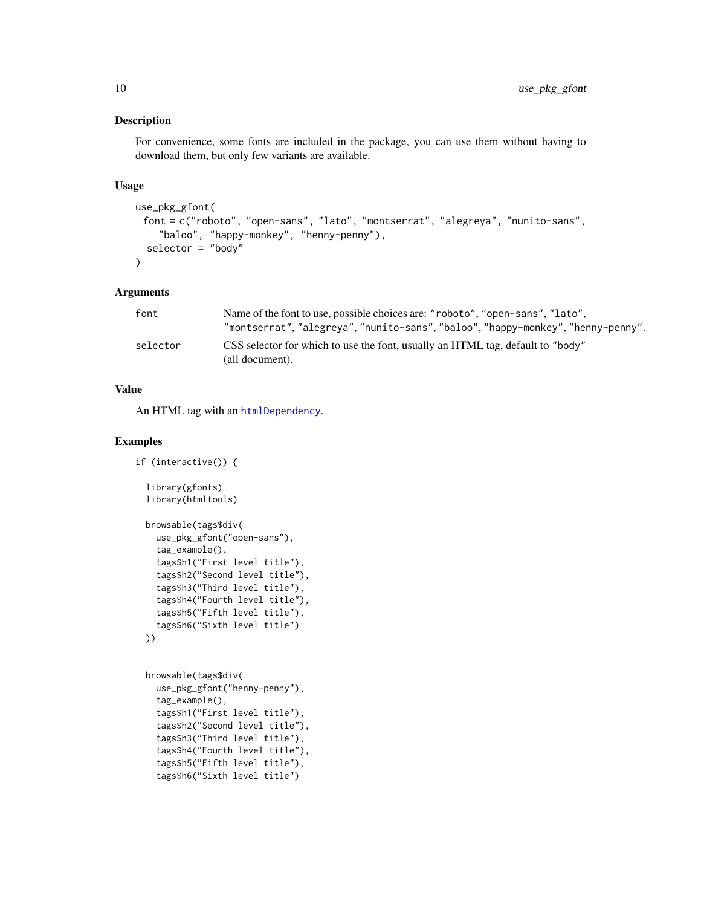## Description

For convenience, some fonts are included in the package, you can use them without having to download them, but only few variants are available.

## Usage

```
use_pkg_gfont(
  font = c("roboto", "open-sans", "lato", "montserrat", "alegreya", "nunito-sans",
    "baloo", "happy-monkey", "henny-penny"),
  selector = "body"
)
```

## Arguments

| | |
|---|---|
| `font` | Name of the font to use, possible choices are: `"roboto"`, `"open-sans"`, `"lato"`, `"montserrat"`, `"alegreya"`, `"nunito-sans"`, `"baloo"`, `"happy-monkey"`, `"henny-penny"`. |
| `selector` | CSS selector for which to use the font, usually an HTML tag, default to `"body"` (all document). |

## Value

An HTML tag with an `htmlDependency`.

## Examples

```
if (interactive()) {

  library(gfonts)
  library(htmltools)

  browsable(tags$div(
    use_pkg_gfont("open-sans"),
    tag_example(),
    tags$h1("First level title"),
    tags$h2("Second level title"),
    tags$h3("Third level title"),
    tags$h4("Fourth level title"),
    tags$h5("Fifth level title"),
    tags$h6("Sixth level title")
  ))


  browsable(tags$div(
    use_pkg_gfont("henny-penny"),
    tag_example(),
    tags$h1("First level title"),
    tags$h2("Second level title"),
    tags$h3("Third level title"),
    tags$h4("Fourth level title"),
    tags$h5("Fifth level title"),
    tags$h6("Sixth level title")
```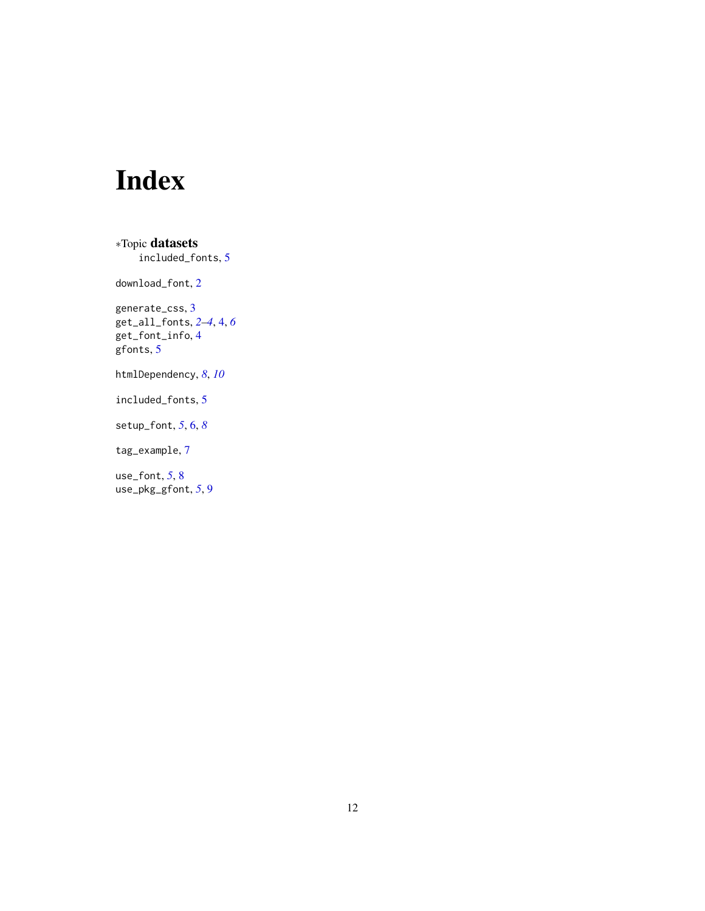# Index

*Topic **datasets**
    included_fonts, 5

download_font, 2

generate_css, 3
get_all_fonts, *2–4*, 4, *6*
get_font_info, 4
gfonts, 5

htmlDependency, *8*, *10*

included_fonts, 5

setup_font, *5*, 6, *8*

tag_example, 7

use_font, *5*, 8
use_pkg_gfont, *5*, 9